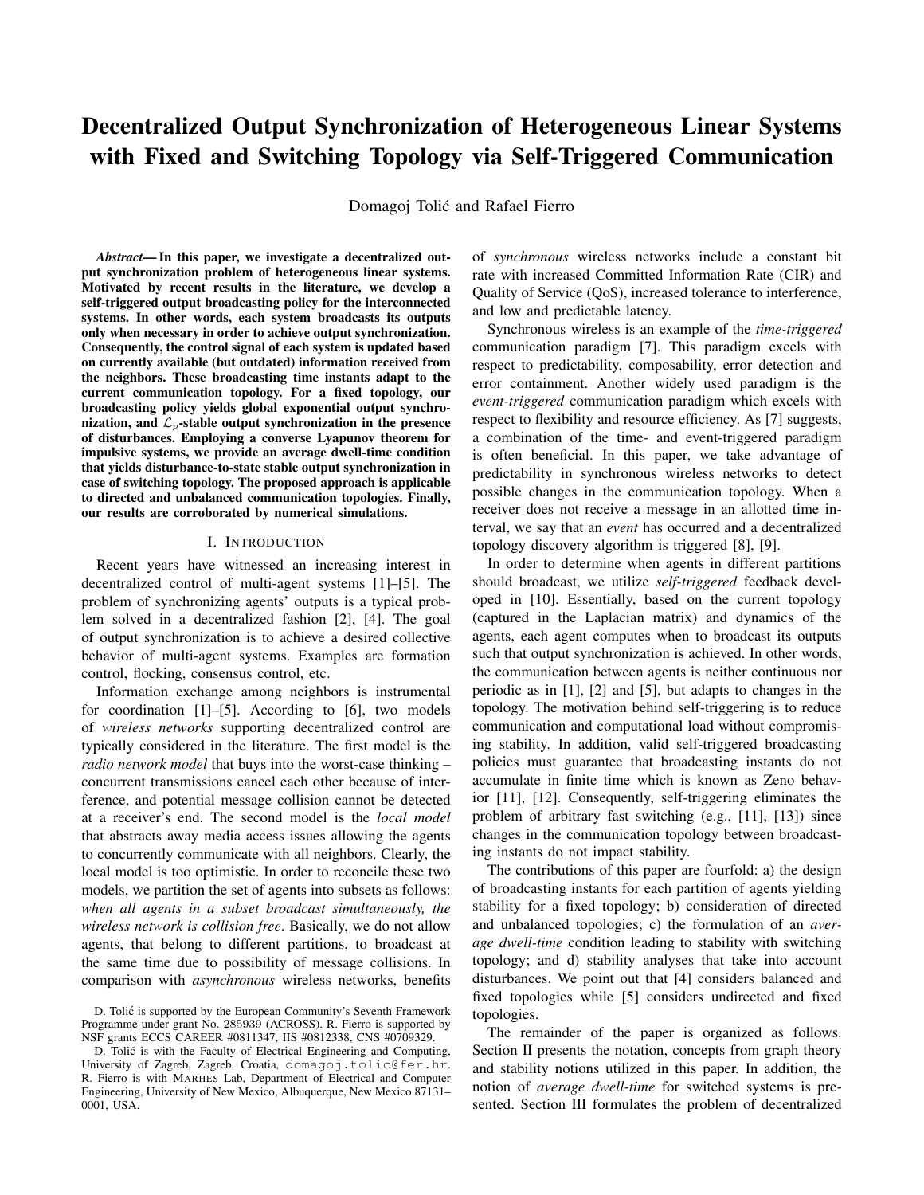# Decentralized Output Synchronization of Heterogeneous Linear Systems with Fixed and Switching Topology via Self-Triggered Communication

Domagoj Tolić and Rafael Fierro

***Abstract*— In this paper, we investigate a decentralized output synchronization problem of heterogeneous linear systems. Motivated by recent results in the literature, we develop a self-triggered output broadcasting policy for the interconnected systems. In other words, each system broadcasts its outputs only when necessary in order to achieve output synchronization. Consequently, the control signal of each system is updated based on currently available (but outdated) information received from the neighbors. These broadcasting time instants adapt to the current communication topology. For a fixed topology, our broadcasting policy yields global exponential output synchronization, and $\mathcal{L}_p$-stable output synchronization in the presence of disturbances. Employing a converse Lyapunov theorem for impulsive systems, we provide an average dwell-time condition that yields disturbance-to-state stable output synchronization in case of switching topology. The proposed approach is applicable to directed and unbalanced communication topologies. Finally, our results are corroborated by numerical simulations.**

## I. Introduction

Recent years have witnessed an increasing interest in decentralized control of multi-agent systems [1]–[5]. The problem of synchronizing agents' outputs is a typical problem solved in a decentralized fashion [2], [4]. The goal of output synchronization is to achieve a desired collective behavior of multi-agent systems. Examples are formation control, flocking, consensus control, etc.

Information exchange among neighbors is instrumental for coordination [1]–[5]. According to [6], two models of *wireless networks* supporting decentralized control are typically considered in the literature. The first model is the *radio network model* that buys into the worst-case thinking – concurrent transmissions cancel each other because of interference, and potential message collision cannot be detected at a receiver's end. The second model is the *local model* that abstracts away media access issues allowing the agents to concurrently communicate with all neighbors. Clearly, the local model is too optimistic. In order to reconcile these two models, we partition the set of agents into subsets as follows: *when all agents in a subset broadcast simultaneously, the wireless network is collision free*. Basically, we do not allow agents, that belong to different partitions, to broadcast at the same time due to possibility of message collisions. In comparison with *asynchronous* wireless networks, benefits of *synchronous* wireless networks include a constant bit rate with increased Committed Information Rate (CIR) and Quality of Service (QoS), increased tolerance to interference, and low and predictable latency.

Synchronous wireless is an example of the *time-triggered* communication paradigm [7]. This paradigm excels with respect to predictability, composability, error detection and error containment. Another widely used paradigm is the *event-triggered* communication paradigm which excels with respect to flexibility and resource efficiency. As [7] suggests, a combination of the time- and event-triggered paradigm is often beneficial. In this paper, we take advantage of predictability in synchronous wireless networks to detect possible changes in the communication topology. When a receiver does not receive a message in an allotted time interval, we say that an *event* has occurred and a decentralized topology discovery algorithm is triggered [8], [9].

In order to determine when agents in different partitions should broadcast, we utilize *self-triggered* feedback developed in [10]. Essentially, based on the current topology (captured in the Laplacian matrix) and dynamics of the agents, each agent computes when to broadcast its outputs such that output synchronization is achieved. In other words, the communication between agents is neither continuous nor periodic as in [1], [2] and [5], but adapts to changes in the topology. The motivation behind self-triggering is to reduce communication and computational load without compromising stability. In addition, valid self-triggered broadcasting policies must guarantee that broadcasting instants do not accumulate in finite time which is known as Zeno behavior [11], [12]. Consequently, self-triggering eliminates the problem of arbitrary fast switching (e.g., [11], [13]) since changes in the communication topology between broadcasting instants do not impact stability.

The contributions of this paper are fourfold: a) the design of broadcasting instants for each partition of agents yielding stability for a fixed topology; b) consideration of directed and unbalanced topologies; c) the formulation of an *average dwell-time* condition leading to stability with switching topology; and d) stability analyses that take into account disturbances. We point out that [4] considers balanced and fixed topologies while [5] considers undirected and fixed topologies.

The remainder of the paper is organized as follows. Section II presents the notation, concepts from graph theory and stability notions utilized in this paper. In addition, the notion of *average dwell-time* for switched systems is presented. Section III formulates the problem of decentralized

D. Tolić is supported by the European Community's Seventh Framework Programme under grant No. 285939 (ACROSS). R. Fierro is supported by NSF grants ECCS CAREER #0811347, IIS #0812338, CNS #0709329.

D. Tolić is with the Faculty of Electrical Engineering and Computing, University of Zagreb, Zagreb, Croatia, domagoj.tolic@fer.hr. R. Fierro is with MARHES Lab, Department of Electrical and Computer Engineering, University of New Mexico, Albuquerque, New Mexico 87131–0001, USA.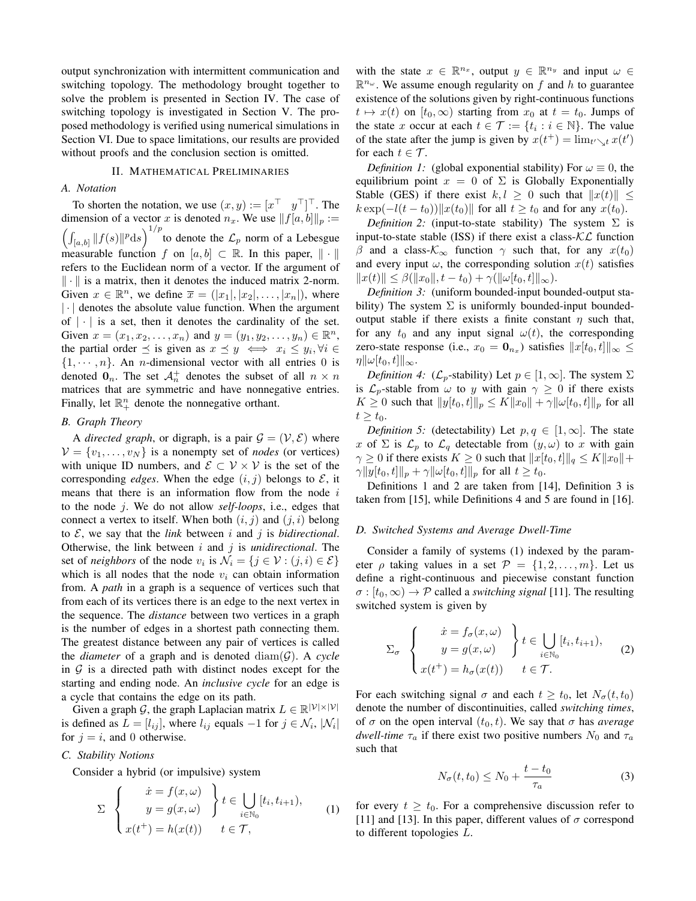output synchronization with intermittent communication and switching topology. The methodology brought together to solve the problem is presented in Section IV. The case of switching topology is investigated in Section V. The proposed methodology is verified using numerical simulations in Section VI. Due to space limitations, our results are provided without proofs and the conclusion section is omitted.

## II. Mathematical Preliminaries

### A. Notation

To shorten the notation, we use $(x, y) := [x^\top \quad y^\top]^\top$. The dimension of a vector $x$ is denoted $n_x$. We use $\|f[a,b]\|_p := \left(\int_{[a,b]} \|f(s)\|^p \mathrm{d}s\right)^{1/p}$ to denote the $\mathcal{L}_p$ norm of a Lebesgue measurable function $f$ on $[a,b] \subset \mathbb{R}$. In this paper, $\|\cdot\|$ refers to the Euclidean norm of a vector. If the argument of $\|\cdot\|$ is a matrix, then it denotes the induced matrix 2-norm. Given $x \in \mathbb{R}^n$, we define $\overline{x} = (|x_1|, |x_2|, \ldots, |x_n|)$, where $|\cdot|$ denotes the absolute value function. When the argument of $|\cdot|$ is a set, then it denotes the cardinality of the set. Given $x = (x_1, x_2, \ldots, x_n)$ and $y = (y_1, y_2, \ldots, y_n) \in \mathbb{R}^n$, the partial order $\preceq$ is given as $x \preceq y \iff x_i \leq y_i, \forall i \in \{1, \cdots, n\}$. An $n$-dimensional vector with all entries 0 is denoted $\mathbf{0}_n$. The set $\mathcal{A}_n^+$ denotes the subset of all $n \times n$ matrices that are symmetric and have nonnegative entries. Finally, let $\mathbb{R}_+^n$ denote the nonnegative orthant.

### B. Graph Theory

A *directed graph*, or digraph, is a pair $\mathcal{G} = (\mathcal{V}, \mathcal{E})$ where $\mathcal{V} = \{v_1, \ldots, v_N\}$ is a nonempty set of *nodes* (or vertices) with unique ID numbers, and $\mathcal{E} \subset \mathcal{V} \times \mathcal{V}$ is the set of the corresponding *edges*. When the edge $(i, j)$ belongs to $\mathcal{E}$, it means that there is an information flow from the node $i$ to the node $j$. We do not allow *self-loops*, i.e., edges that connect a vertex to itself. When both $(i, j)$ and $(j, i)$ belong to $\mathcal{E}$, we say that the *link* between $i$ and $j$ is *bidirectional*. Otherwise, the link between $i$ and $j$ is *unidirectional*. The set of *neighbors* of the node $v_i$ is $\mathcal{N}_i = \{j \in \mathcal{V} : (j, i) \in \mathcal{E}\}$ which is all nodes that the node $v_i$ can obtain information from. A *path* in a graph is a sequence of vertices such that from each of its vertices there is an edge to the next vertex in the sequence. The *distance* between two vertices in a graph is the number of edges in a shortest path connecting them. The greatest distance between any pair of vertices is called the *diameter* of a graph and is denoted $\mathrm{diam}(\mathcal{G})$. A *cycle* in $\mathcal{G}$ is a directed path with distinct nodes except for the starting and ending node. An *inclusive cycle* for an edge is a cycle that contains the edge on its path.

Given a graph $\mathcal{G}$, the graph Laplacian matrix $L \in \mathbb{R}^{|\mathcal{V}| \times |\mathcal{V}|}$ is defined as $L = [l_{ij}]$, where $l_{ij}$ equals $-1$ for $j \in \mathcal{N}_i$, $|\mathcal{N}_i|$ for $j = i$, and 0 otherwise.

### C. Stability Notions

Consider a hybrid (or impulsive) system

$$\Sigma \quad \left\{ \begin{array}{l} \left.\begin{array}{r} \dot{x} = f(x, \omega) \\ y = g(x, \omega) \end{array}\right\} t \in \bigcup\limits_{i \in \mathbb{N}_0} [t_i, t_{i+1}), \\ x(t^+) = h(x(t)) \qquad t \in \mathcal{T}, \end{array} \right. \tag{1}$$

with the state $x \in \mathbb{R}^{n_x}$, output $y \in \mathbb{R}^{n_y}$ and input $\omega \in \mathbb{R}^{n_\omega}$. We assume enough regularity on $f$ and $h$ to guarantee existence of the solutions given by right-continuous functions $t \mapsto x(t)$ on $[t_0, \infty)$ starting from $x_0$ at $t = t_0$. Jumps of the state $x$ occur at each $t \in \mathcal{T} := \{t_i : i \in \mathbb{N}\}$. The value of the state after the jump is given by $x(t^+) = \lim_{t' \searrow t} x(t')$ for each $t \in \mathcal{T}$.

*Definition 1:* (global exponential stability) For $\omega \equiv 0$, the equilibrium point $x = 0$ of $\Sigma$ is Globally Exponentially Stable (GES) if there exist $k, l \geq 0$ such that $\|x(t)\| \leq k \exp(-l(t - t_0))\|x(t_0)\|$ for all $t \geq t_0$ and for any $x(t_0)$.

*Definition 2:* (input-to-state stability) The system $\Sigma$ is input-to-state stable (ISS) if there exist a class-$\mathcal{KL}$ function $\beta$ and a class-$\mathcal{K}_\infty$ function $\gamma$ such that, for any $x(t_0)$ and every input $\omega$, the corresponding solution $x(t)$ satisfies $\|x(t)\| \leq \beta(\|x_0\|, t - t_0) + \gamma(\|\omega[t_0, t]\|_\infty)$.

*Definition 3:* (uniform bounded-input bounded-output stability) The system $\Sigma$ is uniformly bounded-input bounded-output stable if there exists a finite constant $\eta$ such that, for any $t_0$ and any input signal $\omega(t)$, the corresponding zero-state response (i.e., $x_0 = \mathbf{0}_{n_x}$) satisfies $\|x[t_0, t]\|_\infty \leq \eta \|\omega[t_0, t]\|_\infty$.

*Definition 4:* ($\mathcal{L}_p$-stability) Let $p \in [1, \infty]$. The system $\Sigma$ is $\mathcal{L}_p$-stable from $\omega$ to $y$ with gain $\gamma \geq 0$ if there exists $K \geq 0$ such that $\|y[t_0, t]\|_p \leq K\|x_0\| + \gamma \|\omega[t_0, t]\|_p$ for all $t \geq t_0$.

*Definition 5:* (detectability) Let $p, q \in [1, \infty]$. The state $x$ of $\Sigma$ is $\mathcal{L}_p$ to $\mathcal{L}_q$ detectable from $(y, \omega)$ to $x$ with gain $\gamma \geq 0$ if there exists $K \geq 0$ such that $\|x[t_0, t]\|_q \leq K\|x_0\| + \gamma \|y[t_0, t]\|_p + \gamma \|\omega[t_0, t]\|_p$ for all $t \geq t_0$.

Definitions 1 and 2 are taken from [14], Definition 3 is taken from [15], while Definitions 4 and 5 are found in [16].

### D. Switched Systems and Average Dwell-Time

Consider a family of systems (1) indexed by the parameter $\rho$ taking values in a set $\mathcal{P} = \{1, 2, \ldots, m\}$. Let us define a right-continuous and piecewise constant function $\sigma : [t_0, \infty) \to \mathcal{P}$ called a *switching signal* [11]. The resulting switched system is given by

$$\Sigma_\sigma \quad \left\{ \begin{array}{l} \left.\begin{array}{r} \dot{x} = f_\sigma(x, \omega) \\ y = g(x, \omega) \end{array}\right\} t \in \bigcup\limits_{i \in \mathbb{N}_0} [t_i, t_{i+1}), \\ x(t^+) = h_\sigma(x(t)) \qquad t \in \mathcal{T}. \end{array} \right. \tag{2}$$

For each switching signal $\sigma$ and each $t \geq t_0$, let $N_\sigma(t, t_0)$ denote the number of discontinuities, called *switching times*, of $\sigma$ on the open interval $(t_0, t)$. We say that $\sigma$ has *average dwell-time* $\tau_a$ if there exist two positive numbers $N_0$ and $\tau_a$ such that

$$N_\sigma(t, t_0) \leq N_0 + \frac{t - t_0}{\tau_a} \tag{3}$$

for every $t \geq t_0$. For a comprehensive discussion refer to [11] and [13]. In this paper, different values of $\sigma$ correspond to different topologies $L$.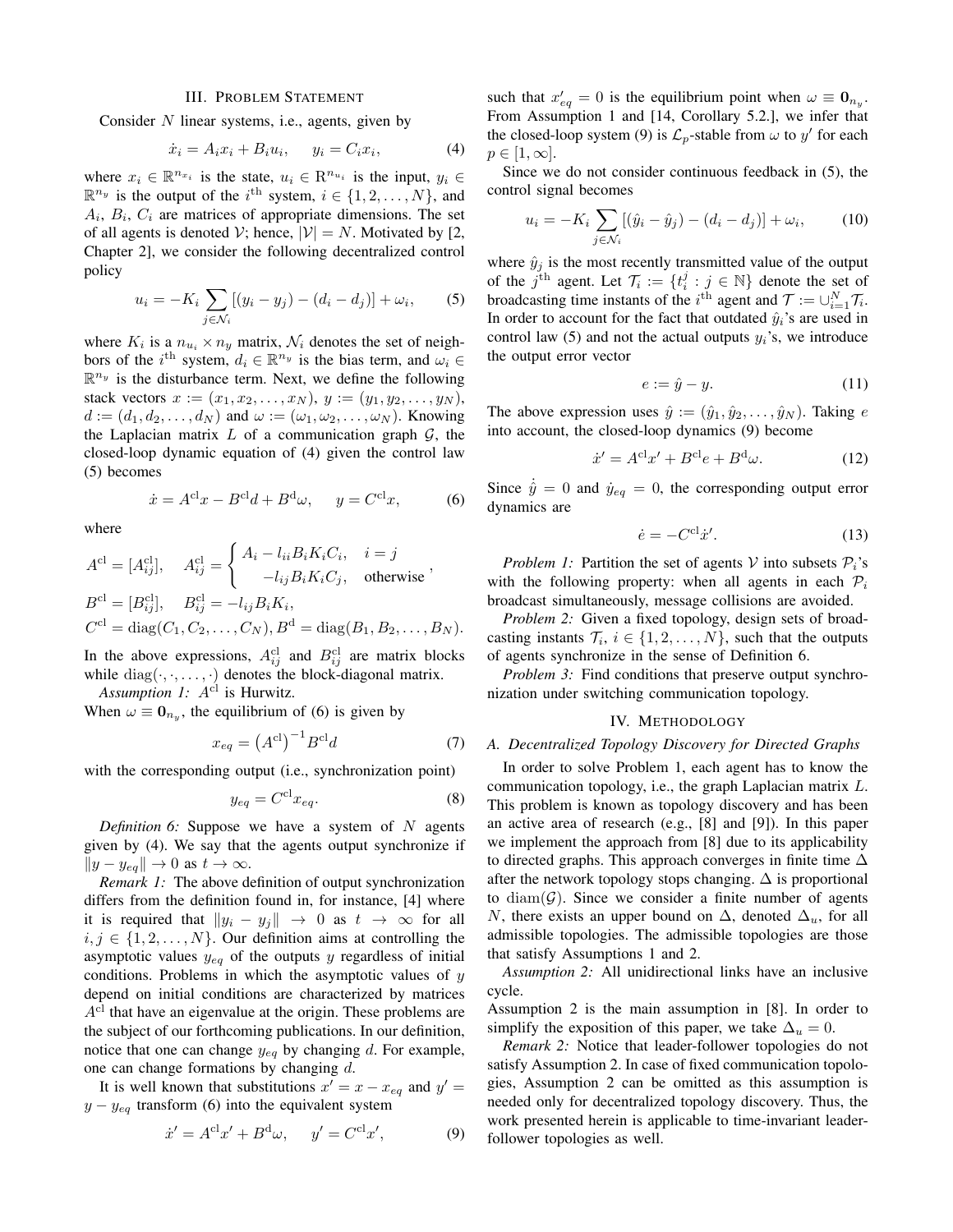## III. Problem Statement

Consider $N$ linear systems, i.e., agents, given by

$$\dot{x}_i = A_i x_i + B_i u_i, \quad y_i = C_i x_i, \tag{4}$$

where $x_i \in \mathbb{R}^{n_{x_i}}$ is the state, $u_i \in \mathrm{R}^{n_{u_i}}$ is the input, $y_i \in \mathbb{R}^{n_y}$ is the output of the $i^{\text{th}}$ system, $i \in \{1, 2, \ldots, N\}$, and $A_i$, $B_i$, $C_i$ are matrices of appropriate dimensions. The set of all agents is denoted $\mathcal{V}$; hence, $|\mathcal{V}| = N$. Motivated by [2, Chapter 2], we consider the following decentralized control policy

$$u_i = -K_i \sum_{j \in \mathcal{N}_i} [(y_i - y_j) - (d_i - d_j)] + \omega_i, \tag{5}$$

where $K_i$ is a $n_{u_i} \times n_y$ matrix, $\mathcal{N}_i$ denotes the set of neighbors of the $i^{\text{th}}$ system, $d_i \in \mathbb{R}^{n_y}$ is the bias term, and $\omega_i \in \mathbb{R}^{n_y}$ is the disturbance term. Next, we define the following stack vectors $x := (x_1, x_2, \ldots, x_N)$, $y := (y_1, y_2, \ldots, y_N)$, $d := (d_1, d_2, \ldots, d_N)$ and $\omega := (\omega_1, \omega_2, \ldots, \omega_N)$. Knowing the Laplacian matrix $L$ of a communication graph $\mathcal{G}$, the closed-loop dynamic equation of (4) given the control law (5) becomes

$$\dot{x} = A^{\text{cl}} x - B^{\text{cl}} d + B^{\text{d}} \omega, \quad y = C^{\text{cl}} x, \tag{6}$$

where

$$A^{\text{cl}} = [A^{\text{cl}}_{ij}], \quad A^{\text{cl}}_{ij} = \begin{cases} A_i - l_{ii} B_i K_i C_i, & i = j \\ -l_{ij} B_i K_i C_j, & \text{otherwise} \end{cases},$$

$$B^{\text{cl}} = [B^{\text{cl}}_{ij}], \quad B^{\text{cl}}_{ij} = -l_{ij} B_i K_i,$$

$$C^{\text{cl}} = \mathrm{diag}(C_1, C_2, \ldots, C_N), B^{\text{d}} = \mathrm{diag}(B_1, B_2, \ldots, B_N).$$

In the above expressions, $A^{\text{cl}}_{ij}$ and $B^{\text{cl}}_{ij}$ are matrix blocks while $\mathrm{diag}(\cdot, \cdot, \ldots, \cdot)$ denotes the block-diagonal matrix.

*Assumption 1:* $A^{\text{cl}}$ is Hurwitz.

When $\omega \equiv \mathbf{0}_{n_y}$, the equilibrium of (6) is given by

$$x_{eq} = \left(A^{\text{cl}}\right)^{-1} B^{\text{cl}} d \tag{7}$$

with the corresponding output (i.e., synchronization point)

$$y_{eq} = C^{\text{cl}} x_{eq}. \tag{8}$$

*Definition 6:* Suppose we have a system of $N$ agents given by (4). We say that the agents output synchronize if $\|y - y_{eq}\| \to 0$ as $t \to \infty$.

*Remark 1:* The above definition of output synchronization differs from the definition found in, for instance, [4] where it is required that $\|y_i - y_j\| \to 0$ as $t \to \infty$ for all $i, j \in \{1, 2, \ldots, N\}$. Our definition aims at controlling the asymptotic values $y_{eq}$ of the outputs $y$ regardless of initial conditions. Problems in which the asymptotic values of $y$ depend on initial conditions are characterized by matrices $A^{\text{cl}}$ that have an eigenvalue at the origin. These problems are the subject of our forthcoming publications. In our definition, notice that one can change $y_{eq}$ by changing $d$. For example, one can change formations by changing $d$.

It is well known that substitutions $x' = x - x_{eq}$ and $y' = y - y_{eq}$ transform (6) into the equivalent system

$$\dot{x}' = A^{\text{cl}} x' + B^{\text{d}} \omega, \quad y' = C^{\text{cl}} x', \tag{9}$$

such that $x'_{eq} = 0$ is the equilibrium point when $\omega \equiv \mathbf{0}_{n_y}$. From Assumption 1 and [14, Corollary 5.2.], we infer that the closed-loop system (9) is $\mathcal{L}_p$-stable from $\omega$ to $y'$ for each $p \in [1, \infty]$.

Since we do not consider continuous feedback in (5), the control signal becomes

$$u_i = -K_i \sum_{j \in \mathcal{N}_i} [(\hat{y}_i - \hat{y}_j) - (d_i - d_j)] + \omega_i, \tag{10}$$

where $\hat{y}_j$ is the most recently transmitted value of the output of the $j^{\text{th}}$ agent. Let $\mathcal{T}_i := \{t^j_i : j \in \mathbb{N}\}$ denote the set of broadcasting time instants of the $i^{\text{th}}$ agent and $\mathcal{T} := \cup_{i=1}^N \mathcal{T}_i$. In order to account for the fact that outdated $\hat{y}_i$'s are used in control law (5) and not the actual outputs $y_i$'s, we introduce the output error vector

$$e := \hat{y} - y. \tag{11}$$

The above expression uses $\hat{y} := (\hat{y}_1, \hat{y}_2, \ldots, \hat{y}_N)$. Taking $e$ into account, the closed-loop dynamics (9) become

$$\dot{x}' = A^{\text{cl}} x' + B^{\text{cl}} e + B^{\text{d}} \omega. \tag{12}$$

Since $\dot{\hat{y}} = 0$ and $\dot{y}_{eq} = 0$, the corresponding output error dynamics are

$$\dot{e} = -C^{\text{cl}} \dot{x}'. \tag{13}$$

*Problem 1:* Partition the set of agents $\mathcal{V}$ into subsets $\mathcal{P}_i$'s with the following property: when all agents in each $\mathcal{P}_i$ broadcast simultaneously, message collisions are avoided.

*Problem 2:* Given a fixed topology, design sets of broadcasting instants $\mathcal{T}_i$, $i \in \{1, 2, \ldots, N\}$, such that the outputs of agents synchronize in the sense of Definition 6.

*Problem 3:* Find conditions that preserve output synchronization under switching communication topology.

## IV. Methodology

### A. Decentralized Topology Discovery for Directed Graphs

In order to solve Problem 1, each agent has to know the communication topology, i.e., the graph Laplacian matrix $L$. This problem is known as topology discovery and has been an active area of research (e.g., [8] and [9]). In this paper we implement the approach from [8] due to its applicability to directed graphs. This approach converges in finite time $\Delta$ after the network topology stops changing. $\Delta$ is proportional to $\mathrm{diam}(\mathcal{G})$. Since we consider a finite number of agents $N$, there exists an upper bound on $\Delta$, denoted $\Delta_u$, for all admissible topologies. The admissible topologies are those that satisfy Assumptions 1 and 2.

*Assumption 2:* All unidirectional links have an inclusive cycle.

Assumption 2 is the main assumption in [8]. In order to simplify the exposition of this paper, we take $\Delta_u = 0$.

*Remark 2:* Notice that leader-follower topologies do not satisfy Assumption 2. In case of fixed communication topologies, Assumption 2 can be omitted as this assumption is needed only for decentralized topology discovery. Thus, the work presented herein is applicable to time-invariant leader-follower topologies as well.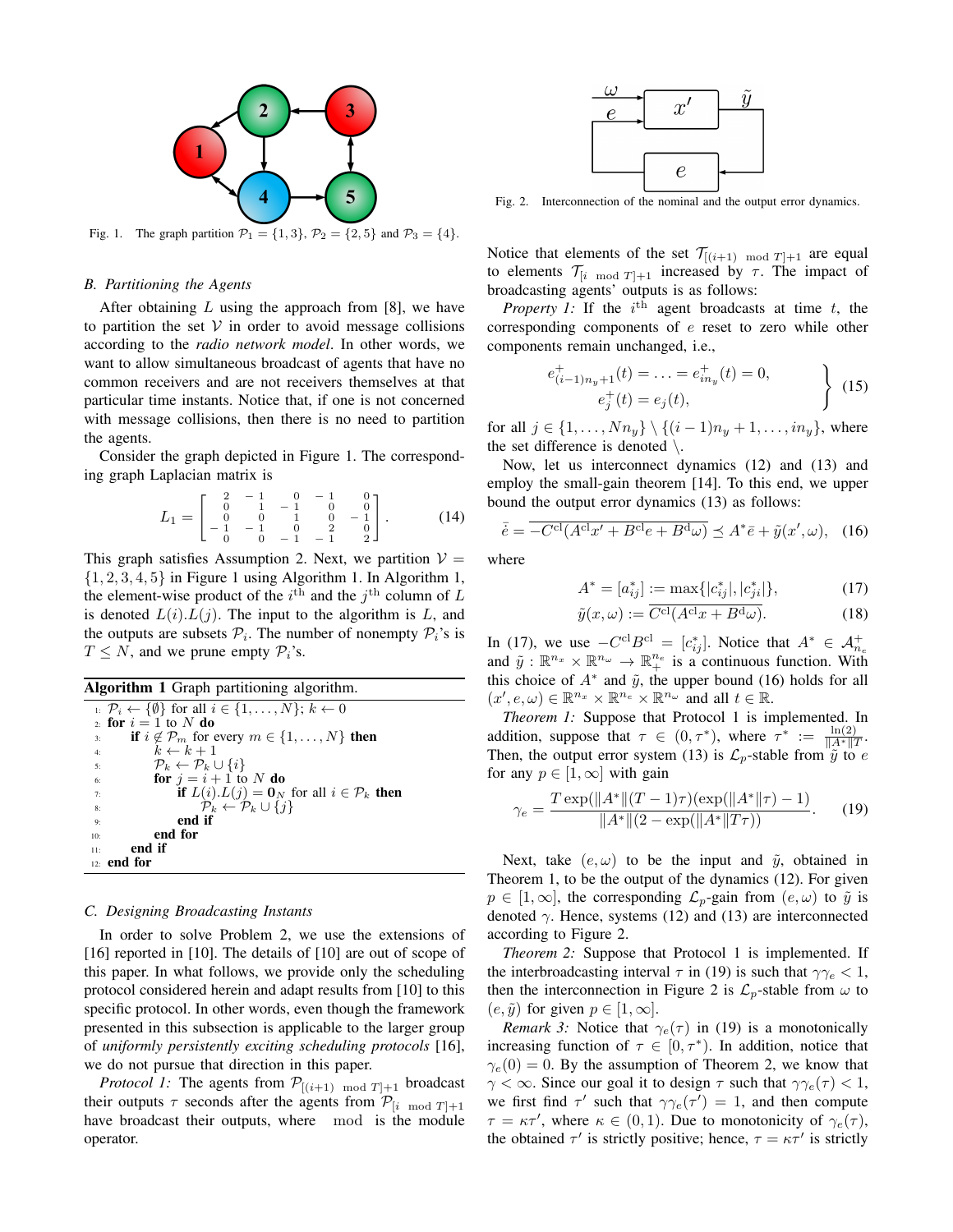Fig. 1. The graph partition $\mathcal{P}_1 = \{1,3\}$, $\mathcal{P}_2 = \{2,5\}$ and $\mathcal{P}_3 = \{4\}$.

### B. Partitioning the Agents

After obtaining $L$ using the approach from [8], we have to partition the set $\mathcal{V}$ in order to avoid message collisions according to the *radio network model*. In other words, we want to allow simultaneous broadcast of agents that have no common receivers and are not receivers themselves at that particular time instants. Notice that, if one is not concerned with message collisions, then there is no need to partition the agents.

Consider the graph depicted in Figure 1. The corresponding graph Laplacian matrix is

$$L_1 = \begin{bmatrix} 2 & -1 & 0 & -1 & 0 \\ 0 & 1 & -1 & 0 & 0 \\ 0 & 0 & 1 & 0 & -1 \\ -1 & -1 & 0 & 2 & 0 \\ 0 & 0 & -1 & -1 & 2 \end{bmatrix}. \tag{14}$$

This graph satisfies Assumption 2. Next, we partition $\mathcal{V} = \{1,2,3,4,5\}$ in Figure 1 using Algorithm 1. In Algorithm 1, the element-wise product of the $i^{\text{th}}$ and the $j^{\text{th}}$ column of $L$ is denoted $L(i).L(j)$. The input to the algorithm is $L$, and the outputs are subsets $\mathcal{P}_i$. The number of nonempty $\mathcal{P}_i$'s is $T \leq N$, and we prune empty $\mathcal{P}_i$'s.

**Algorithm 1** Graph partitioning algorithm.

```
1:  P_i ← {∅} for all i ∈ {1,...,N}; k ← 0
2:  for i = 1 to N do
3:      if i ∉ P_m for every m ∈ {1,...,N} then
4:          k ← k + 1
5:          P_k ← P_k ∪ {i}
6:          for j = i + 1 to N do
7:              if L(i).L(j) = 0_N for all i ∈ P_k then
8:                  P_k ← P_k ∪ {j}
9:              end if
10:         end for
11:     end if
12: end for
```

### C. Designing Broadcasting Instants

In order to solve Problem 2, we use the extensions of [16] reported in [10]. The details of [10] are out of scope of this paper. In what follows, we provide only the scheduling protocol considered herein and adapt results from [10] to this specific protocol. In other words, even though the framework presented in this subsection is applicable to the larger group of *uniformly persistently exciting scheduling protocols* [16], we do not pursue that direction in this paper.

*Protocol 1:* The agents from $\mathcal{P}_{[(i+1) \mod T]+1}$ broadcast their outputs $\tau$ seconds after the agents from $\mathcal{P}_{[i \mod T]+1}$ have broadcast their outputs, where $\mod$ is the module operator.

Fig. 2. Interconnection of the nominal and the output error dynamics.

Notice that elements of the set $\mathcal{T}_{[(i+1) \mod T]+1}$ are equal to elements $\mathcal{T}_{[i \mod T]+1}$ increased by $\tau$. The impact of broadcasting agents' outputs is as follows:

*Property 1:* If the $i^{\text{th}}$ agent broadcasts at time $t$, the corresponding components of $e$ reset to zero while other components remain unchanged, i.e.,

$$\left.\begin{aligned} e^+_{(i-1)n_y+1}(t) = \ldots = e^+_{in_y}(t) = 0, \\ e^+_j(t) = e_j(t), \end{aligned}\right\} \tag{15}$$

for all $j \in \{1,\ldots,Nn_y\} \setminus \{(i-1)n_y+1,\ldots,in_y\}$, where the set difference is denoted $\setminus$.

Now, let us interconnect dynamics (12) and (13) and employ the small-gain theorem [14]. To this end, we upper bound the output error dynamics (13) as follows:

$$\bar{\dot{e}} = \overline{-C^{\text{cl}}(A^{\text{cl}}x' + B^{\text{cl}}e + B^{\text{d}}\omega)} \preceq A^*\bar{e} + \tilde{y}(x',\omega), \tag{16}$$

where

$$A^* = [a^*_{ij}] := \max\{|c^*_{ij}|, |c^*_{ji}|\}, \tag{17}$$

$$\tilde{y}(x,\omega) := \overline{C^{\text{cl}}(A^{\text{cl}}x + B^{\text{d}}\omega)}. \tag{18}$$

In (17), we use $-C^{\text{cl}}B^{\text{cl}} = [c^*_{ij}]$. Notice that $A^* \in \mathcal{A}^+_{n_e}$ and $\tilde{y} : \mathbb{R}^{n_x} \times \mathbb{R}^{n_\omega} \to \mathbb{R}^{n_e}_+$ is a continuous function. With this choice of $A^*$ and $\tilde{y}$, the upper bound (16) holds for all $(x',e,\omega) \in \mathbb{R}^{n_x} \times \mathbb{R}^{n_e} \times \mathbb{R}^{n_\omega}$ and all $t \in \mathbb{R}$.

*Theorem 1:* Suppose that Protocol 1 is implemented. In addition, suppose that $\tau \in (0,\tau^*)$, where $\tau^* := \frac{\ln(2)}{\|A^*\|T}$. Then, the output error system (13) is $\mathcal{L}_p$-stable from $\tilde{y}$ to $e$ for any $p \in [1,\infty]$ with gain

$$\gamma_e = \frac{T\exp(\|A^*\|(T-1)\tau)(\exp(\|A^*\|\tau)-1)}{\|A^*\|(2-\exp(\|A^*\|T\tau))}. \tag{19}$$

Next, take $(e,\omega)$ to be the input and $\tilde{y}$, obtained in Theorem 1, to be the output of the dynamics (12). For given $p \in [1,\infty]$, the corresponding $\mathcal{L}_p$-gain from $(e,\omega)$ to $\tilde{y}$ is denoted $\gamma$. Hence, systems (12) and (13) are interconnected according to Figure 2.

*Theorem 2:* Suppose that Protocol 1 is implemented. If the interbroadcasting interval $\tau$ in (19) is such that $\gamma\gamma_e < 1$, then the interconnection in Figure 2 is $\mathcal{L}_p$-stable from $\omega$ to $(e,\tilde{y})$ for given $p \in [1,\infty]$.

*Remark 3:* Notice that $\gamma_e(\tau)$ in (19) is a monotonically increasing function of $\tau \in [0,\tau^*)$. In addition, notice that $\gamma_e(0) = 0$. By the assumption of Theorem 2, we know that $\gamma < \infty$. Since our goal it to design $\tau$ such that $\gamma\gamma_e(\tau) < 1$, we first find $\tau'$ such that $\gamma\gamma_e(\tau') = 1$, and then compute $\tau = \kappa\tau'$, where $\kappa \in (0,1)$. Due to monotonicity of $\gamma_e(\tau)$, the obtained $\tau'$ is strictly positive; hence, $\tau = \kappa\tau'$ is strictly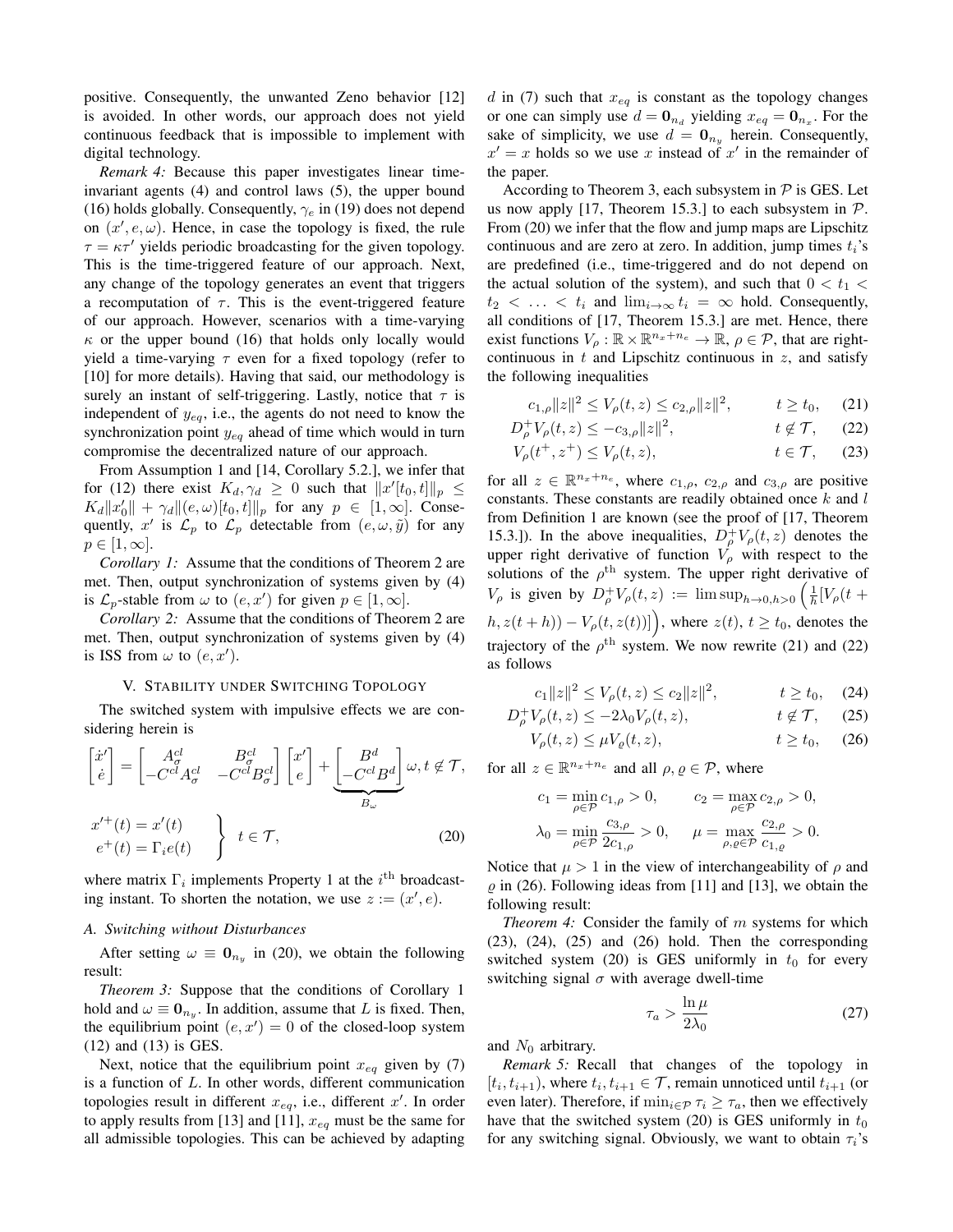positive. Consequently, the unwanted Zeno behavior [12] is avoided. In other words, our approach does not yield continuous feedback that is impossible to implement with digital technology.

*Remark 4:* Because this paper investigates linear time-invariant agents (4) and control laws (5), the upper bound (16) holds globally. Consequently, $\gamma_e$ in (19) does not depend on $(x', e, \omega)$. Hence, in case the topology is fixed, the rule $\tau = \kappa\tau'$ yields periodic broadcasting for the given topology. This is the time-triggered feature of our approach. Next, any change of the topology generates an event that triggers a recomputation of $\tau$. This is the event-triggered feature of our approach. However, scenarios with a time-varying $\kappa$ or the upper bound (16) that holds only locally would yield a time-varying $\tau$ even for a fixed topology (refer to [10] for more details). Having that said, our methodology is surely an instant of self-triggering. Lastly, notice that $\tau$ is independent of $y_{eq}$, i.e., the agents do not need to know the synchronization point $y_{eq}$ ahead of time which would in turn compromise the decentralized nature of our approach.

From Assumption 1 and [14, Corollary 5.2.], we infer that for (12) there exist $K_d, \gamma_d \geq 0$ such that $\|x'[t_0, t]\|_p \leq K_d\|x'_0\| + \gamma_d\|(e, \omega)[t_0, t]\|_p$ for any $p \in [1, \infty]$. Consequently, $x'$ is $\mathcal{L}_p$ to $\mathcal{L}_p$ detectable from $(e, \omega, \tilde{y})$ for any $p \in [1, \infty]$.

*Corollary 1:* Assume that the conditions of Theorem 2 are met. Then, output synchronization of systems given by (4) is $\mathcal{L}_p$-stable from $\omega$ to $(e, x')$ for given $p \in [1, \infty]$.

*Corollary 2:* Assume that the conditions of Theorem 2 are met. Then, output synchronization of systems given by (4) is ISS from $\omega$ to $(e, x')$.

## V. Stability under Switching Topology

The switched system with impulsive effects we are considering herein is

$$\begin{bmatrix} \dot{x}' \\ \dot{e} \end{bmatrix} = \begin{bmatrix} A^{cl}_\sigma & B^{cl}_\sigma \\ -C^{cl}A^{cl}_\sigma & -C^{cl}B^{cl}_\sigma \end{bmatrix} \begin{bmatrix} x' \\ e \end{bmatrix} + \underbrace{\begin{bmatrix} B^d \\ -C^{cl}B^d \end{bmatrix}}_{B_\omega} \omega, t \notin \mathcal{T},$$

$$\left.\begin{array}{l} x'^{+}(t) = x'(t) \\ e^{+}(t) = \Gamma_i e(t) \end{array}\right\} \quad t \in \mathcal{T}, \tag{20}$$

where matrix $\Gamma_i$ implements Property 1 at the $i^{\text{th}}$ broadcasting instant. To shorten the notation, we use $z := (x', e)$.

### A. Switching without Disturbances

After setting $\omega \equiv \mathbf{0}_{n_y}$ in (20), we obtain the following result:

*Theorem 3:* Suppose that the conditions of Corollary 1 hold and $\omega \equiv \mathbf{0}_{n_y}$. In addition, assume that $L$ is fixed. Then, the equilibrium point $(e, x') = 0$ of the closed-loop system (12) and (13) is GES.

Next, notice that the equilibrium point $x_{eq}$ given by (7) is a function of $L$. In other words, different communication topologies result in different $x_{eq}$, i.e., different $x'$. In order to apply results from [13] and [11], $x_{eq}$ must be the same for all admissible topologies. This can be achieved by adapting $d$ in (7) such that $x_{eq}$ is constant as the topology changes or one can simply use $d = \mathbf{0}_{n_d}$ yielding $x_{eq} = \mathbf{0}_{n_x}$. For the sake of simplicity, we use $d = \mathbf{0}_{n_y}$ herein. Consequently, $x' = x$ holds so we use $x$ instead of $x'$ in the remainder of the paper.

According to Theorem 3, each subsystem in $\mathcal{P}$ is GES. Let us now apply [17, Theorem 15.3.] to each subsystem in $\mathcal{P}$. From (20) we infer that the flow and jump maps are Lipschitz continuous and are zero at zero. In addition, jump times $t_i$'s are predefined (i.e., time-triggered and do not depend on the actual solution of the system), and such that $0 < t_1 < t_2 < \ldots < t_i$ and $\lim_{i\to\infty} t_i = \infty$ hold. Consequently, all conditions of [17, Theorem 15.3.] are met. Hence, there exist functions $V_\rho : \mathbb{R} \times \mathbb{R}^{n_x+n_e} \to \mathbb{R}$, $\rho \in \mathcal{P}$, that are right-continuous in $t$ and Lipschitz continuous in $z$, and satisfy the following inequalities

$$c_{1,\rho}\|z\|^2 \leq V_\rho(t, z) \leq c_{2,\rho}\|z\|^2, \qquad t \geq t_0, \tag{21}$$

$$D^+_\rho V_\rho(t, z) \leq -c_{3,\rho}\|z\|^2, \qquad t \notin \mathcal{T}, \tag{22}$$

$$V_\rho(t^+, z^+) \leq V_\rho(t, z), \qquad t \in \mathcal{T}, \tag{23}$$

for all $z \in \mathbb{R}^{n_x+n_e}$, where $c_{1,\rho}$, $c_{2,\rho}$ and $c_{3,\rho}$ are positive constants. These constants are readily obtained once $k$ and $l$ from Definition 1 are known (see the proof of [17, Theorem 15.3.]). In the above inequalities, $D^+_\rho V_\rho(t, z)$ denotes the upper right derivative of function $V_\rho$ with respect to the solutions of the $\rho^{\text{th}}$ system. The upper right derivative of $V_\rho$ is given by $D^+_\rho V_\rho(t, z) := \limsup_{h\to 0, h>0}\left(\frac{1}{h}[V_\rho(t + h, z(t + h)) - V_\rho(t, z(t))]\right)$, where $z(t)$, $t \geq t_0$, denotes the trajectory of the $\rho^{\text{th}}$ system. We now rewrite (21) and (22) as follows

$$c_1\|z\|^2 \leq V_\rho(t, z) \leq c_2\|z\|^2, \qquad t \geq t_0, \tag{24}$$

$$D^+_\rho V_\rho(t, z) \leq -2\lambda_0 V_\rho(t, z), \qquad t \notin \mathcal{T}, \tag{25}$$

$$V_\rho(t, z) \leq \mu V_\varrho(t, z), \qquad t \geq t_0, \tag{26}$$

for all $z \in \mathbb{R}^{n_x+n_e}$ and all $\rho, \varrho \in \mathcal{P}$, where

$$c_1 = \min_{\rho\in\mathcal{P}} c_{1,\rho} > 0, \qquad c_2 = \max_{\rho\in\mathcal{P}} c_{2,\rho} > 0,$$

$$\lambda_0 = \min_{\rho\in\mathcal{P}} \frac{c_{3,\rho}}{2c_{1,\rho}} > 0, \qquad \mu = \max_{\rho,\varrho\in\mathcal{P}} \frac{c_{2,\rho}}{c_{1,\varrho}} > 0.$$

Notice that $\mu > 1$ in the view of interchangeability of $\rho$ and $\varrho$ in (26). Following ideas from [11] and [13], we obtain the following result:

*Theorem 4:* Consider the family of $m$ systems for which (23), (24), (25) and (26) hold. Then the corresponding switched system (20) is GES uniformly in $t_0$ for every switching signal $\sigma$ with average dwell-time

$$\tau_a > \frac{\ln \mu}{2\lambda_0} \tag{27}$$

and $N_0$ arbitrary.

*Remark 5:* Recall that changes of the topology in $[t_i, t_{i+1})$, where $t_i, t_{i+1} \in \mathcal{T}$, remain unnoticed until $t_{i+1}$ (or even later). Therefore, if $\min_{i\in\mathcal{P}} \tau_i \geq \tau_a$, then we effectively have that the switched system (20) is GES uniformly in $t_0$ for any switching signal. Obviously, we want to obtain $\tau_i$'s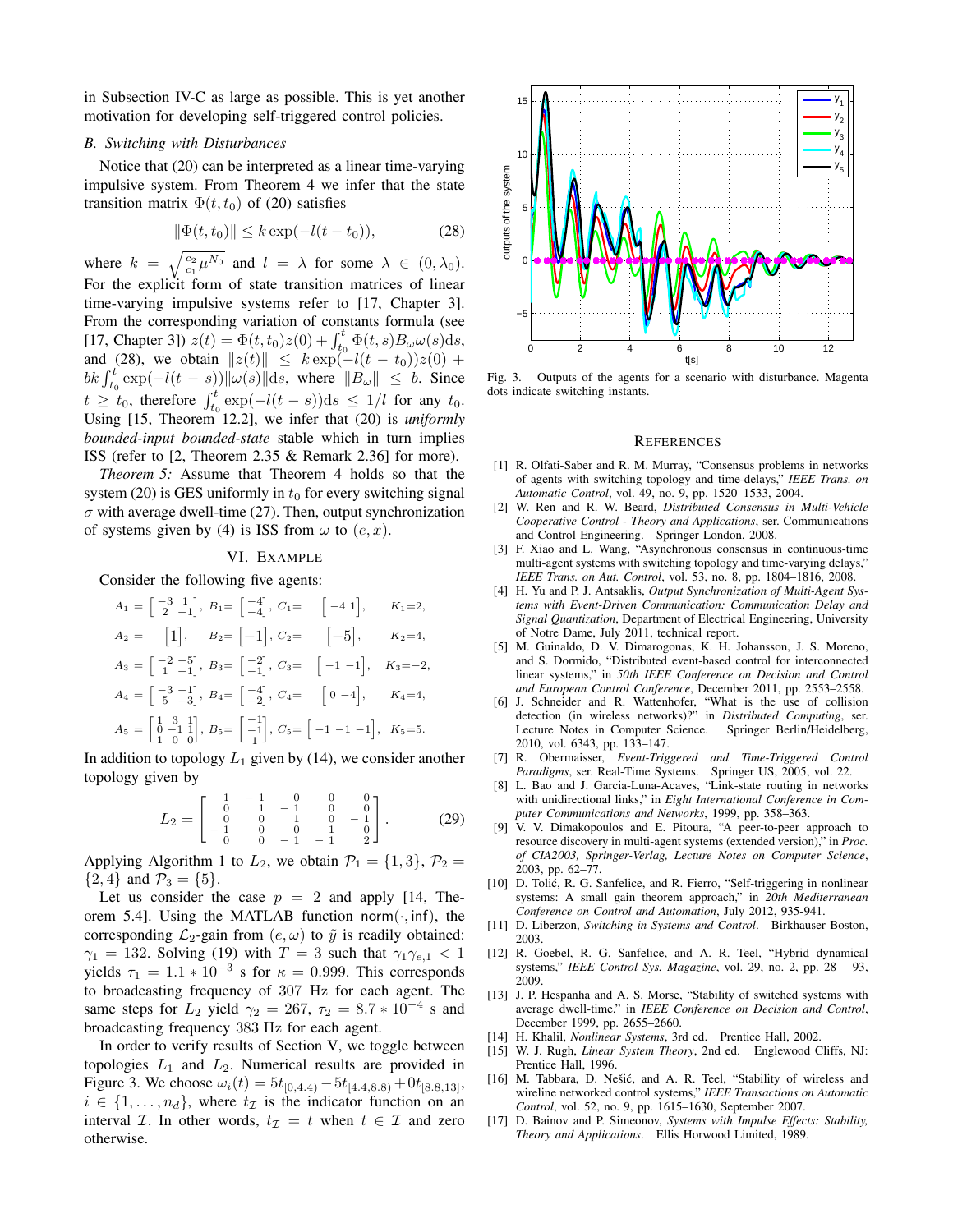in Subsection IV-C as large as possible. This is yet another motivation for developing self-triggered control policies.

### B. Switching with Disturbances

Notice that (20) can be interpreted as a linear time-varying impulsive system. From Theorem 4 we infer that the state transition matrix $\Phi(t,t_0)$ of (20) satisfies

$$\|\Phi(t,t_0)\| \leq k\exp(-l(t-t_0)), \tag{28}$$

where $k = \sqrt{\frac{c_2}{c_1}\mu^{N_0}}$ and $l = \lambda$ for some $\lambda \in (0,\lambda_0)$. For the explicit form of state transition matrices of linear time-varying impulsive systems refer to [17, Chapter 3]. From the corresponding variation of constants formula (see [17, Chapter 3]) $z(t) = \Phi(t,t_0)z(0) + \int_{t_0}^{t}\Phi(t,s)B_\omega\omega(s)\mathrm{d}s$, and (28), we obtain $\|z(t)\| \leq k\exp(-l(t-t_0))z(0) + bk\int_{t_0}^{t}\exp(-l(t-s))\|\omega(s)\|\mathrm{d}s$, where $\|B_\omega\| \leq b$. Since $t \geq t_0$, therefore $\int_{t_0}^{t}\exp(-l(t-s))\mathrm{d}s \leq 1/l$ for any $t_0$. Using [15, Theorem 12.2], we infer that (20) is *uniformly bounded-input bounded-state* stable which in turn implies ISS (refer to [2, Theorem 2.35 & Remark 2.36] for more).

*Theorem 5:* Assume that Theorem 4 holds so that the system (20) is GES uniformly in $t_0$ for every switching signal $\sigma$ with average dwell-time (27). Then, output synchronization of systems given by (4) is ISS from $\omega$ to $(e,x)$.

## VI. Example

Consider the following five agents:

$$A_1=\begin{bmatrix}-3 & 1\\ 2 & -1\end{bmatrix},\ B_1=\begin{bmatrix}-4\\-4\end{bmatrix},\ C_1=\begin{bmatrix}-4 & 1\end{bmatrix},\quad K_1=2,$$

$$A_2=\begin{bmatrix}1\end{bmatrix},\quad B_2=\begin{bmatrix}-1\end{bmatrix},\ C_2=\begin{bmatrix}-5\end{bmatrix},\quad K_2=4,$$

$$A_3=\begin{bmatrix}-2 & -5\\ 1 & -1\end{bmatrix},\ B_3=\begin{bmatrix}-2\\-1\end{bmatrix},\ C_3=\begin{bmatrix}-1 & -1\end{bmatrix},\quad K_3=-2,$$

$$A_4=\begin{bmatrix}-3 & -1\\ 5 & -3\end{bmatrix},\ B_4=\begin{bmatrix}-4\\-2\end{bmatrix},\ C_4=\begin{bmatrix}0 & -4\end{bmatrix},\quad K_4=4,$$

$$A_5=\begin{bmatrix}1 & 3 & 1\\ 0 & -1 & 1\\ 1 & 0 & 0\end{bmatrix},\ B_5=\begin{bmatrix}-1\\-1\\1\end{bmatrix},\ C_5=\begin{bmatrix}-1 & -1 & -1\end{bmatrix},\quad K_5=5.$$

In addition to topology $L_1$ given by (14), we consider another topology given by

$$L_2=\begin{bmatrix}1 & -1 & 0 & 0 & 0\\ 0 & 1 & -1 & 0 & 0\\ 0 & 0 & 1 & 0 & -1\\ -1 & 0 & 0 & 1 & 0\\ 0 & 0 & -1 & -1 & 2\end{bmatrix}. \tag{29}$$

Applying Algorithm 1 to $L_2$, we obtain $\mathcal{P}_1 = \{1,3\}$, $\mathcal{P}_2 = \{2,4\}$ and $\mathcal{P}_3 = \{5\}$.

Let us consider the case $p = 2$ and apply [14, Theorem 5.4]. Using the MATLAB function norm(·,inf), the corresponding $\mathcal{L}_2$-gain from $(e,\omega)$ to $\tilde{y}$ is readily obtained: $\gamma_1 = 132$. Solving (19) with $T = 3$ such that $\gamma_1\gamma_{e,1} < 1$ yields $\tau_1 = 1.1 * 10^{-3}$ s for $\kappa = 0.999$. This corresponds to broadcasting frequency of 307 Hz for each agent. The same steps for $L_2$ yield $\gamma_2 = 267$, $\tau_2 = 8.7 * 10^{-4}$ s and broadcasting frequency 383 Hz for each agent.

In order to verify results of Section V, we toggle between topologies $L_1$ and $L_2$. Numerical results are provided in Figure 3. We choose $\omega_i(t) = 5t_{[0,4.4)} - 5t_{[4.4,8.8)} + 0t_{[8.8,13]}$, $i \in \{1,\dots,n_d\}$, where $t_\mathcal{I}$ is the indicator function on an interval $\mathcal{I}$. In other words, $t_\mathcal{I} = t$ when $t \in \mathcal{I}$ and zero otherwise.

outputs of the system

t[s]

y1
y2
y3
y4
y5

15
10
5
0
−5

0 2 4 6 8 10 12

Fig. 3. Outputs of the agents for a scenario with disturbance. Magenta dots indicate switching instants.

## References

[1] R. Olfati-Saber and R. M. Murray, "Consensus problems in networks of agents with switching topology and time-delays," *IEEE Trans. on Automatic Control*, vol. 49, no. 9, pp. 1520–1533, 2004.

[2] W. Ren and R. W. Beard, *Distributed Consensus in Multi-Vehicle Cooperative Control - Theory and Applications*, ser. Communications and Control Engineering. Springer London, 2008.

[3] F. Xiao and L. Wang, "Asynchronous consensus in continuous-time multi-agent systems with switching topology and time-varying delays," *IEEE Trans. on Aut. Control*, vol. 53, no. 8, pp. 1804–1816, 2008.

[4] H. Yu and P. J. Antsaklis, *Output Synchronization of Multi-Agent Systems with Event-Driven Communication: Communication Delay and Signal Quantization*, Department of Electrical Engineering, University of Notre Dame, July 2011, technical report.

[5] M. Guinaldo, D. V. Dimarogonas, K. H. Johansson, J. S. Moreno, and S. Dormido, "Distributed event-based control for interconnected linear systems," in *50th IEEE Conference on Decision and Control and European Control Conference*, December 2011, pp. 2553–2558.

[6] J. Schneider and R. Wattenhofer, "What is the use of collision detection (in wireless networks)?" in *Distributed Computing*, ser. Lecture Notes in Computer Science. Springer Berlin/Heidelberg, 2010, vol. 6343, pp. 133–147.

[7] R. Obermaisser, *Event-Triggered and Time-Triggered Control Paradigms*, ser. Real-Time Systems. Springer US, 2005, vol. 22.

[8] L. Bao and J. Garcia-Luna-Acaves, "Link-state routing in networks with unidirectional links," in *Eight International Conference in Computer Communications and Networks*, 1999, pp. 358–363.

[9] V. V. Dimakopoulos and E. Pitoura, "A peer-to-peer approach to resource discovery in multi-agent systems (extended version)," in *Proc. of CIA2003, Springer-Verlag, Lecture Notes on Computer Science*, 2003, pp. 62–77.

[10] D. Tolić, R. G. Sanfelice, and R. Fierro, "Self-triggering in nonlinear systems: A small gain theorem approach," in *20th Mediterranean Conference on Control and Automation*, July 2012, 935-941.

[11] D. Liberzon, *Switching in Systems and Control*. Birkhauser Boston, 2003.

[12] R. Goebel, R. G. Sanfelice, and A. R. Teel, "Hybrid dynamical systems," *IEEE Control Sys. Magazine*, vol. 29, no. 2, pp. 28 – 93, 2009.

[13] J. P. Hespanha and A. S. Morse, "Stability of switched systems with average dwell-time," in *IEEE Conference on Decision and Control*, December 1999, pp. 2655–2660.

[14] H. Khalil, *Nonlinear Systems*, 3rd ed. Prentice Hall, 2002.

[15] W. J. Rugh, *Linear System Theory*, 2nd ed. Englewood Cliffs, NJ: Prentice Hall, 1996.

[16] M. Tabbara, D. Nešić, and A. R. Teel, "Stability of wireless and wireline networked control systems," *IEEE Transactions on Automatic Control*, vol. 52, no. 9, pp. 1615–1630, September 2007.

[17] D. Bainov and P. Simeonov, *Systems with Impulse Effects: Stability, Theory and Applications*. Ellis Horwood Limited, 1989.